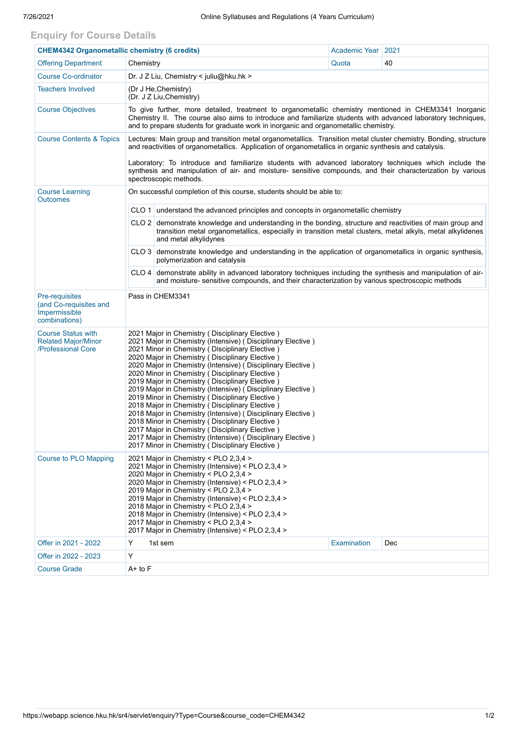## Enquiry for Course Details

| **CHEM4342 Organometallic chemistry (6 credits)** | | Academic Year | 2021 |
|---|---|---|---|
| Offering Department | Chemistry | Quota | 40 |
| Course Co-ordinator | Dr. J Z Liu, Chemistry < juliu@hku.hk > | | |
| Teachers Involved | (Dr J He,Chemistry)<br>(Dr. J Z Liu,Chemistry) | | |
| Course Objectives | To give further, more detailed, treatment to organometallic chemistry mentioned in CHEM3341 Inorganic Chemistry II. The course also aims to introduce and familiarize students with advanced laboratory techniques, and to prepare students for graduate work in inorganic and organometallic chemistry. | | |
| Course Contents & Topics | Lectures: Main group and transition metal organometallics. Transition metal cluster chemistry. Bonding, structure and reactivities of organometallics. Application of organometallics in organic synthesis and catalysis.<br><br>Laboratory: To introduce and familiarize students with advanced laboratory techniques which include the synthesis and manipulation of air- and moisture- sensitive compounds, and their characterization by various spectroscopic methods. | | |
| Course Learning Outcomes | On successful completion of this course, students should be able to:<br><br>CLO 1 understand the advanced principles and concepts in organometallic chemistry<br><br>CLO 2 demonstrate knowledge and understanding in the bonding, structure and reactivities of main group and transition metal organometallics, especially in transition metal clusters, metal alkyls, metal alkylidenes and metal alkylidynes<br><br>CLO 3 demonstrate knowledge and understanding in the application of organometallics in organic synthesis, polymerization and catalysis<br><br>CLO 4 demonstrate ability in advanced laboratory techniques including the synthesis and manipulation of air- and moisture- sensitive compounds, and their characterization by various spectroscopic methods | | |
| Pre-requisites (and Co-requisites and Impermissible combinations) | Pass in CHEM3341 | | |
| Course Status with Related Major/Minor /Professional Core | 2021 Major in Chemistry ( Disciplinary Elective )<br>2021 Major in Chemistry (Intensive) ( Disciplinary Elective )<br>2021 Minor in Chemistry ( Disciplinary Elective )<br>2020 Major in Chemistry ( Disciplinary Elective )<br>2020 Major in Chemistry (Intensive) ( Disciplinary Elective )<br>2020 Minor in Chemistry ( Disciplinary Elective )<br>2019 Major in Chemistry ( Disciplinary Elective )<br>2019 Major in Chemistry (Intensive) ( Disciplinary Elective )<br>2019 Minor in Chemistry ( Disciplinary Elective )<br>2018 Major in Chemistry ( Disciplinary Elective )<br>2018 Major in Chemistry (Intensive) ( Disciplinary Elective )<br>2018 Minor in Chemistry ( Disciplinary Elective )<br>2017 Major in Chemistry ( Disciplinary Elective )<br>2017 Major in Chemistry (Intensive) ( Disciplinary Elective )<br>2017 Minor in Chemistry ( Disciplinary Elective ) | | |
| Course to PLO Mapping | 2021 Major in Chemistry < PLO 2,3,4 ><br>2021 Major in Chemistry (Intensive) < PLO 2,3,4 ><br>2020 Major in Chemistry < PLO 2,3,4 ><br>2020 Major in Chemistry (Intensive) < PLO 2,3,4 ><br>2019 Major in Chemistry < PLO 2,3,4 ><br>2019 Major in Chemistry (Intensive) < PLO 2,3,4 ><br>2018 Major in Chemistry < PLO 2,3,4 ><br>2018 Major in Chemistry (Intensive) < PLO 2,3,4 ><br>2017 Major in Chemistry < PLO 2,3,4 ><br>2017 Major in Chemistry (Intensive) < PLO 2,3,4 > | | |
| Offer in 2021 - 2022 | Y 1st sem | Examination | Dec |
| Offer in 2022 - 2023 | Y | | |
| Course Grade | A+ to F | | |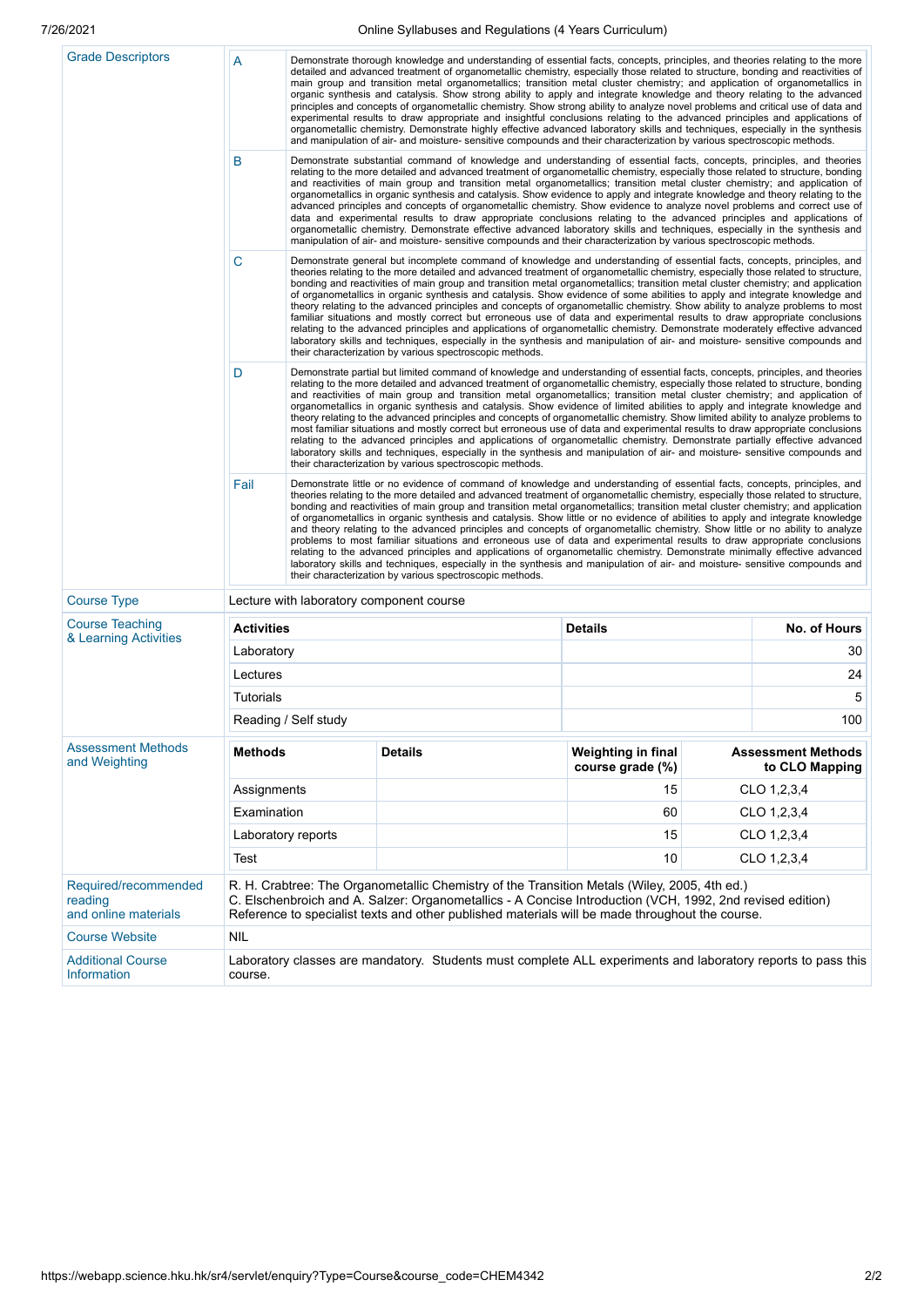| | | |
|---|---|---|
| Grade Descriptors | A | Demonstrate thorough knowledge and understanding of essential facts, concepts, principles, and theories relating to the more detailed and advanced treatment of organometallic chemistry, especially those related to structure, bonding and reactivities of main group and transition metal organometallics; transition metal cluster chemistry; and application of organometallics in organic synthesis and catalysis. Show strong ability to apply and integrate knowledge and theory relating to the advanced principles and concepts of organometallic chemistry. Show strong ability to analyze novel problems and critical use of data and experimental results to draw appropriate and insightful conclusions relating to the advanced principles and applications of organometallic chemistry. Demonstrate highly effective advanced laboratory skills and techniques, especially in the synthesis and manipulation of air- and moisture- sensitive compounds and their characterization by various spectroscopic methods. |
| | B | Demonstrate substantial command of knowledge and understanding of essential facts, concepts, principles, and theories relating to the more detailed and advanced treatment of organometallic chemistry, especially those related to structure, bonding and reactivities of main group and transition metal organometallics; transition metal cluster chemistry; and application of organometallics in organic synthesis and catalysis. Show evidence to apply and integrate knowledge and theory relating to the advanced principles and concepts of organometallic chemistry. Show evidence to analyze novel problems and correct use of data and experimental results to draw appropriate conclusions relating to the advanced principles and applications of organometallic chemistry. Demonstrate effective advanced laboratory skills and techniques, especially in the synthesis and manipulation of air- and moisture- sensitive compounds and their characterization by various spectroscopic methods. |
| | C | Demonstrate general but incomplete command of knowledge and understanding of essential facts, concepts, principles, and theories relating to the more detailed and advanced treatment of organometallic chemistry, especially those related to structure, bonding and reactivities of main group and transition metal organometallics; transition metal cluster chemistry; and application of organometallics in organic synthesis and catalysis. Show evidence of some abilities to apply and integrate knowledge and theory relating to the advanced principles and concepts of organometallic chemistry. Show ability to analyze problems to most familiar situations and mostly correct but erroneous use of data and experimental results to draw appropriate conclusions relating to the advanced principles and applications of organometallic chemistry. Demonstrate moderately effective advanced laboratory skills and techniques, especially in the synthesis and manipulation of air- and moisture- sensitive compounds and their characterization by various spectroscopic methods. |
| | D | Demonstrate partial but limited command of knowledge and understanding of essential facts, concepts, principles, and theories relating to the more detailed and advanced treatment of organometallic chemistry, especially those related to structure, bonding and reactivities of main group and transition metal organometallics; transition metal cluster chemistry; and application of organometallics in organic synthesis and catalysis. Show evidence of limited abilities to apply and integrate knowledge and theory relating to the advanced principles and concepts of organometallic chemistry. Show limited ability to analyze problems to most familiar situations and mostly correct but erroneous use of data and experimental results to draw appropriate conclusions relating to the advanced principles and applications of organometallic chemistry. Demonstrate partially effective advanced laboratory skills and techniques, especially in the synthesis and manipulation of air- and moisture- sensitive compounds and their characterization by various spectroscopic methods. |
| | Fail | Demonstrate little or no evidence of command of knowledge and understanding of essential facts, concepts, principles, and theories relating to the more detailed and advanced treatment of organometallic chemistry, especially those related to structure, bonding and reactivities of main group and transition metal organometallics; transition metal cluster chemistry; and application of organometallics in organic synthesis and catalysis. Show little or no evidence of abilities to apply and integrate knowledge and theory relating to the advanced principles and concepts of organometallic chemistry. Show little or no ability to analyze problems to most familiar situations and erroneous use of data and experimental results to draw appropriate conclusions relating to the advanced principles and applications of organometallic chemistry. Demonstrate minimally effective advanced laboratory skills and techniques, especially in the synthesis and manipulation of air- and moisture- sensitive compounds and their characterization by various spectroscopic methods. |

| | |
|---|---|
| Course Type | Lecture with laboratory component course |

**Course Teaching & Learning Activities**

| Activities | Details | No. of Hours |
|---|---|---|
| Laboratory | | 30 |
| Lectures | | 24 |
| Tutorials | | 5 |
| Reading / Self study | | 100 |

**Assessment Methods and Weighting**

| Methods | Details | Weighting in final course grade (%) | Assessment Methods to CLO Mapping |
|---|---|---|---|
| Assignments | | 15 | CLO 1,2,3,4 |
| Examination | | 60 | CLO 1,2,3,4 |
| Laboratory reports | | 15 | CLO 1,2,3,4 |
| Test | | 10 | CLO 1,2,3,4 |

| | |
|---|---|
| Required/recommended reading and online materials | R. H. Crabtree: The Organometallic Chemistry of the Transition Metals (Wiley, 2005, 4th ed.)<br>C. Elschenbroich and A. Salzer: Organometallics - A Concise Introduction (VCH, 1992, 2nd revised edition)<br>Reference to specialist texts and other published materials will be made throughout the course. |
| Course Website | NIL |
| Additional Course Information | Laboratory classes are mandatory. Students must complete ALL experiments and laboratory reports to pass this course. |